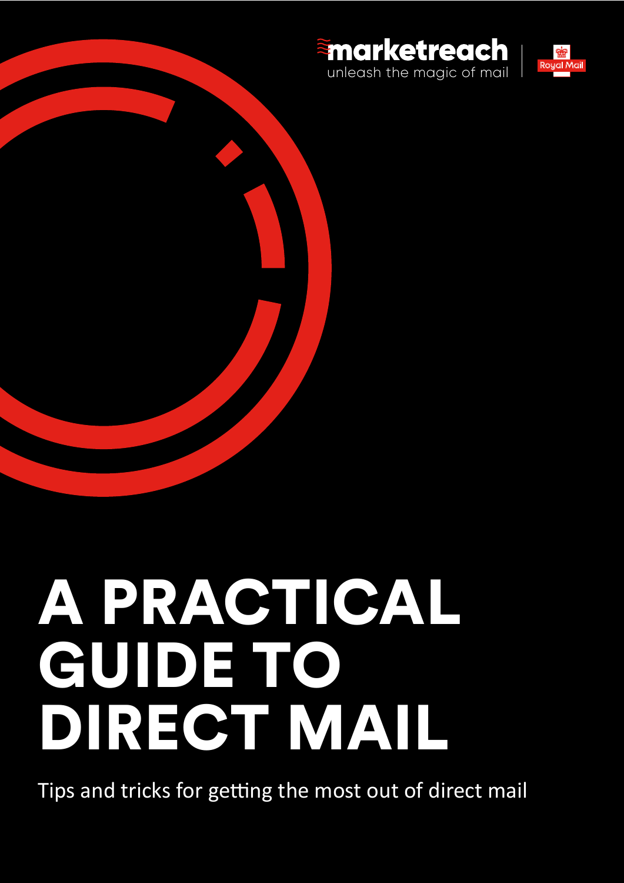marketreach
unleash the magic of mail

Royal Mail

# A PRACTICAL GUIDE TO DIRECT MAIL

Tips and tricks for getting the most out of direct mail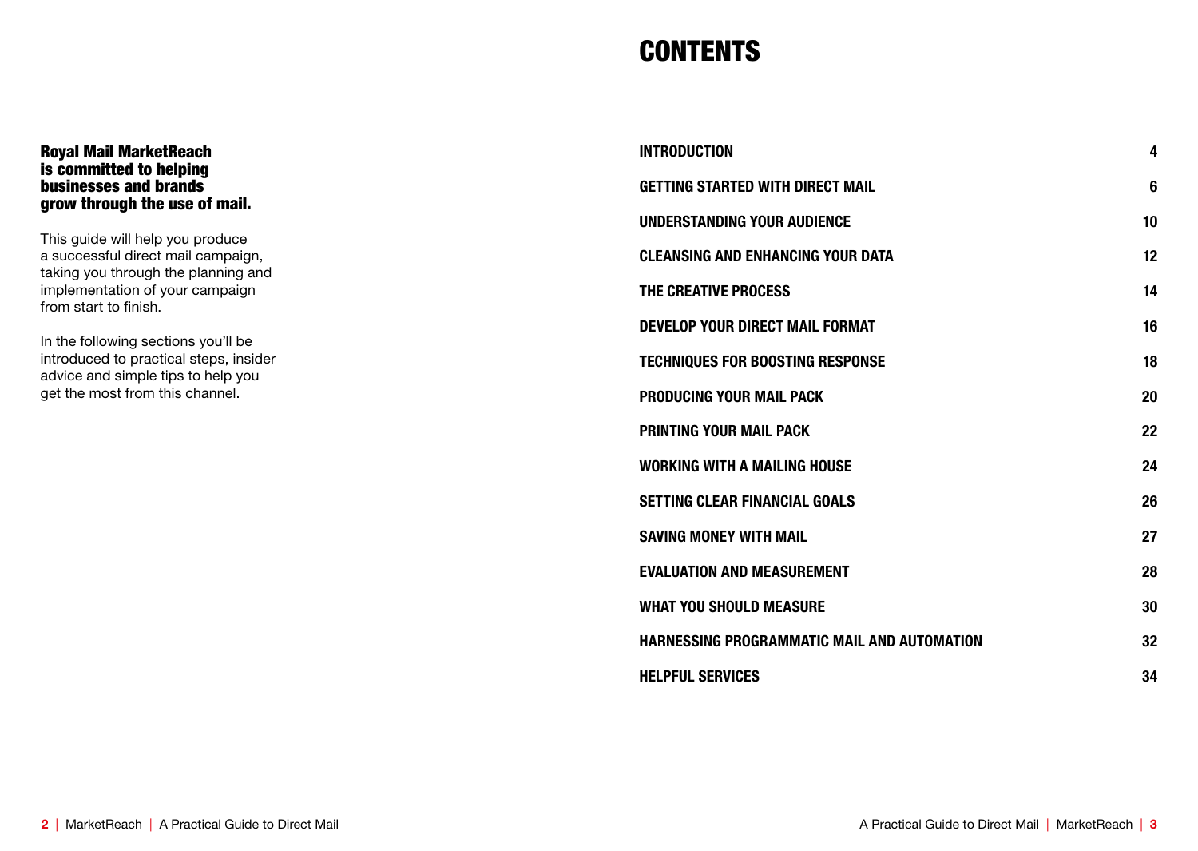**Royal Mail MarketReach is committed to helping businesses and brands grow through the use of mail.**

This guide will help you produce a successful direct mail campaign, taking you through the planning and implementation of your campaign from start to finish.

In the following sections you'll be introduced to practical steps, insider advice and simple tips to help you get the most from this channel.

# CONTENTS

| | |
|---|---|
| **INTRODUCTION** | **4** |
| **GETTING STARTED WITH DIRECT MAIL** | **6** |
| **UNDERSTANDING YOUR AUDIENCE** | **10** |
| **CLEANSING AND ENHANCING YOUR DATA** | **12** |
| **THE CREATIVE PROCESS** | **14** |
| **DEVELOP YOUR DIRECT MAIL FORMAT** | **16** |
| **TECHNIQUES FOR BOOSTING RESPONSE** | **18** |
| **PRODUCING YOUR MAIL PACK** | **20** |
| **PRINTING YOUR MAIL PACK** | **22** |
| **WORKING WITH A MAILING HOUSE** | **24** |
| **SETTING CLEAR FINANCIAL GOALS** | **26** |
| **SAVING MONEY WITH MAIL** | **27** |
| **EVALUATION AND MEASUREMENT** | **28** |
| **WHAT YOU SHOULD MEASURE** | **30** |
| **HARNESSING PROGRAMMATIC MAIL AND AUTOMATION** | **32** |
| **HELPFUL SERVICES** | **34** |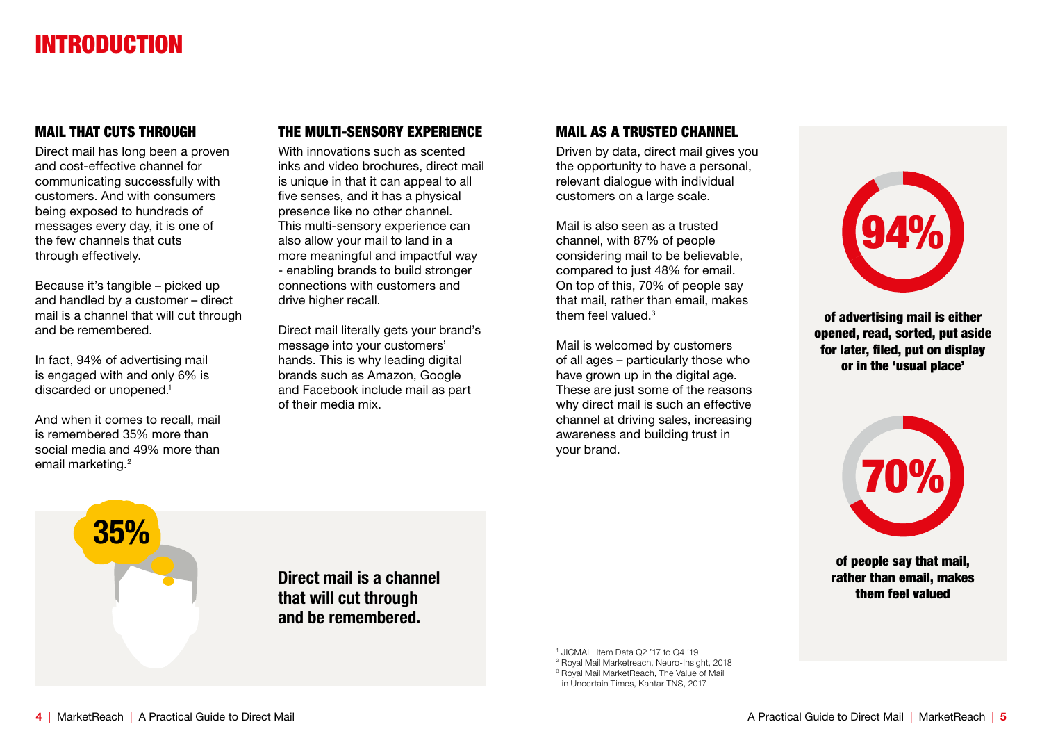# INTRODUCTION

## MAIL THAT CUTS THROUGH

Direct mail has long been a proven and cost-effective channel for communicating successfully with customers. And with consumers being exposed to hundreds of messages every day, it is one of the few channels that cuts through effectively.

Because it's tangible – picked up and handled by a customer – direct mail is a channel that will cut through and be remembered.

In fact, 94% of advertising mail is engaged with and only 6% is discarded or unopened.[1]

And when it comes to recall, mail is remembered 35% more than social media and 49% more than email marketing.[2]

**35%**

**Direct mail is a channel that will cut through and be remembered.**

## THE MULTI-SENSORY EXPERIENCE

With innovations such as scented inks and video brochures, direct mail is unique in that it can appeal to all five senses, and it has a physical presence like no other channel. This multi-sensory experience can also allow your mail to land in a more meaningful and impactful way - enabling brands to build stronger connections with customers and drive higher recall.

Direct mail literally gets your brand's message into your customers' hands. This is why leading digital brands such as Amazon, Google and Facebook include mail as part of their media mix.

## MAIL AS A TRUSTED CHANNEL

Driven by data, direct mail gives you the opportunity to have a personal, relevant dialogue with individual customers on a large scale.

Mail is also seen as a trusted channel, with 87% of people considering mail to be believable, compared to just 48% for email. On top of this, 70% of people say that mail, rather than email, makes them feel valued.[3]

Mail is welcomed by customers of all ages – particularly those who have grown up in the digital age. These are just some of the reasons why direct mail is such an effective channel at driving sales, increasing awareness and building trust in your brand.

**94%**

**of advertising mail is either opened, read, sorted, put aside for later, filed, put on display or in the 'usual place'**

**70%**

**of people say that mail, rather than email, makes them feel valued**

[1] JICMAIL Item Data Q2 '17 to Q4 '19
[2] Royal Mail Marketreach, Neuro-Insight, 2018
[3] Royal Mail MarketReach, The Value of Mail in Uncertain Times, Kantar TNS, 2017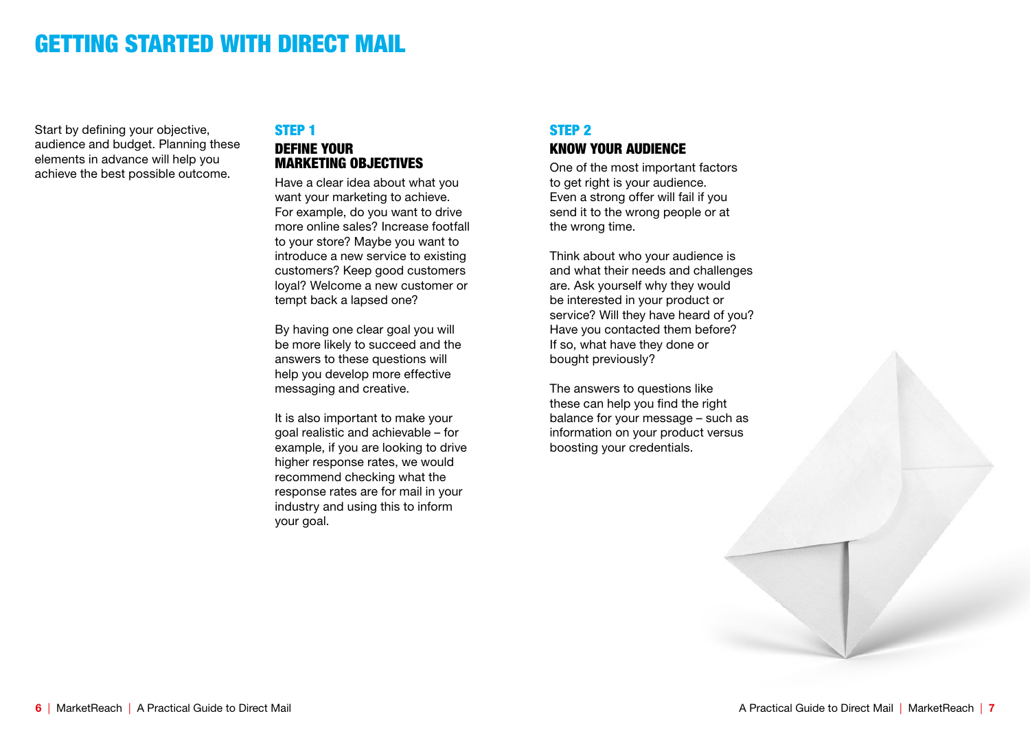# GETTING STARTED WITH DIRECT MAIL

Start by defining your objective, audience and budget. Planning these elements in advance will help you achieve the best possible outcome.

## STEP 1

### DEFINE YOUR MARKETING OBJECTIVES

Have a clear idea about what you want your marketing to achieve. For example, do you want to drive more online sales? Increase footfall to your store? Maybe you want to introduce a new service to existing customers? Keep good customers loyal? Welcome a new customer or tempt back a lapsed one?

By having one clear goal you will be more likely to succeed and the answers to these questions will help you develop more effective messaging and creative.

It is also important to make your goal realistic and achievable – for example, if you are looking to drive higher response rates, we would recommend checking what the response rates are for mail in your industry and using this to inform your goal.

## STEP 2

### KNOW YOUR AUDIENCE

One of the most important factors to get right is your audience. Even a strong offer will fail if you send it to the wrong people or at the wrong time.

Think about who your audience is and what their needs and challenges are. Ask yourself why they would be interested in your product or service? Will they have heard of you? Have you contacted them before? If so, what have they done or bought previously?

The answers to questions like these can help you find the right balance for your message – such as information on your product versus boosting your credentials.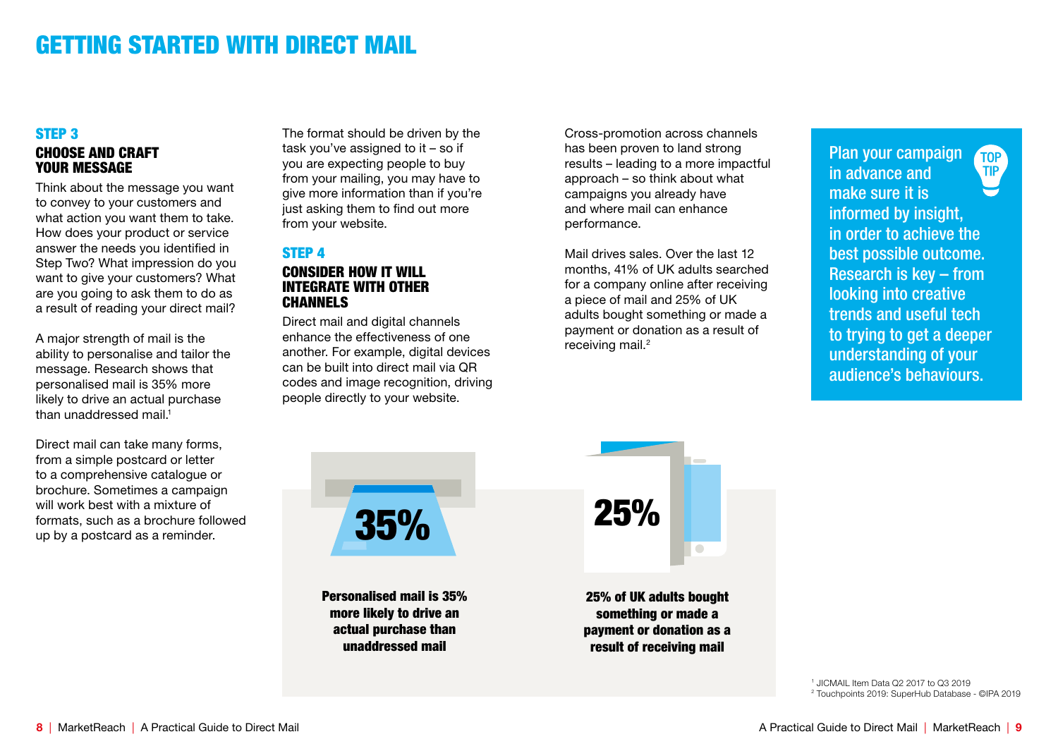# GETTING STARTED WITH DIRECT MAIL

## STEP 3

### CHOOSE AND CRAFT YOUR MESSAGE

Think about the message you want to convey to your customers and what action you want them to take. How does your product or service answer the needs you identified in Step Two? What impression do you want to give your customers? What are you going to ask them to do as a result of reading your direct mail?

A major strength of mail is the ability to personalise and tailor the message. Research shows that personalised mail is 35% more likely to drive an actual purchase than unaddressed mail.[1]

Direct mail can take many forms, from a simple postcard or letter to a comprehensive catalogue or brochure. Sometimes a campaign will work best with a mixture of formats, such as a brochure followed up by a postcard as a reminder.

The format should be driven by the task you've assigned to it – so if you are expecting people to buy from your mailing, you may have to give more information than if you're just asking them to find out more from your website.

## STEP 4

### CONSIDER HOW IT WILL INTEGRATE WITH OTHER CHANNELS

Direct mail and digital channels enhance the effectiveness of one another. For example, digital devices can be built into direct mail via QR codes and image recognition, driving people directly to your website.

Cross-promotion across channels has been proven to land strong results – leading to a more impactful approach – so think about what campaigns you already have and where mail can enhance performance.

Mail drives sales. Over the last 12 months, 41% of UK adults searched for a company online after receiving a piece of mail and 25% of UK adults bought something or made a payment or donation as a result of receiving mail.[2]

**TOP TIP**

**Plan your campaign in advance and make sure it is informed by insight, in order to achieve the best possible outcome. Research is key – from looking into creative trends and useful tech to trying to get a deeper understanding of your audience's behaviours.**

**35%**

**Personalised mail is 35% more likely to drive an actual purchase than unaddressed mail**

**25%**

**25% of UK adults bought something or made a payment or donation as a result of receiving mail**

[1] JICMAIL Item Data Q2 2017 to Q3 2019
[2] Touchpoints 2019: SuperHub Database - ©IPA 2019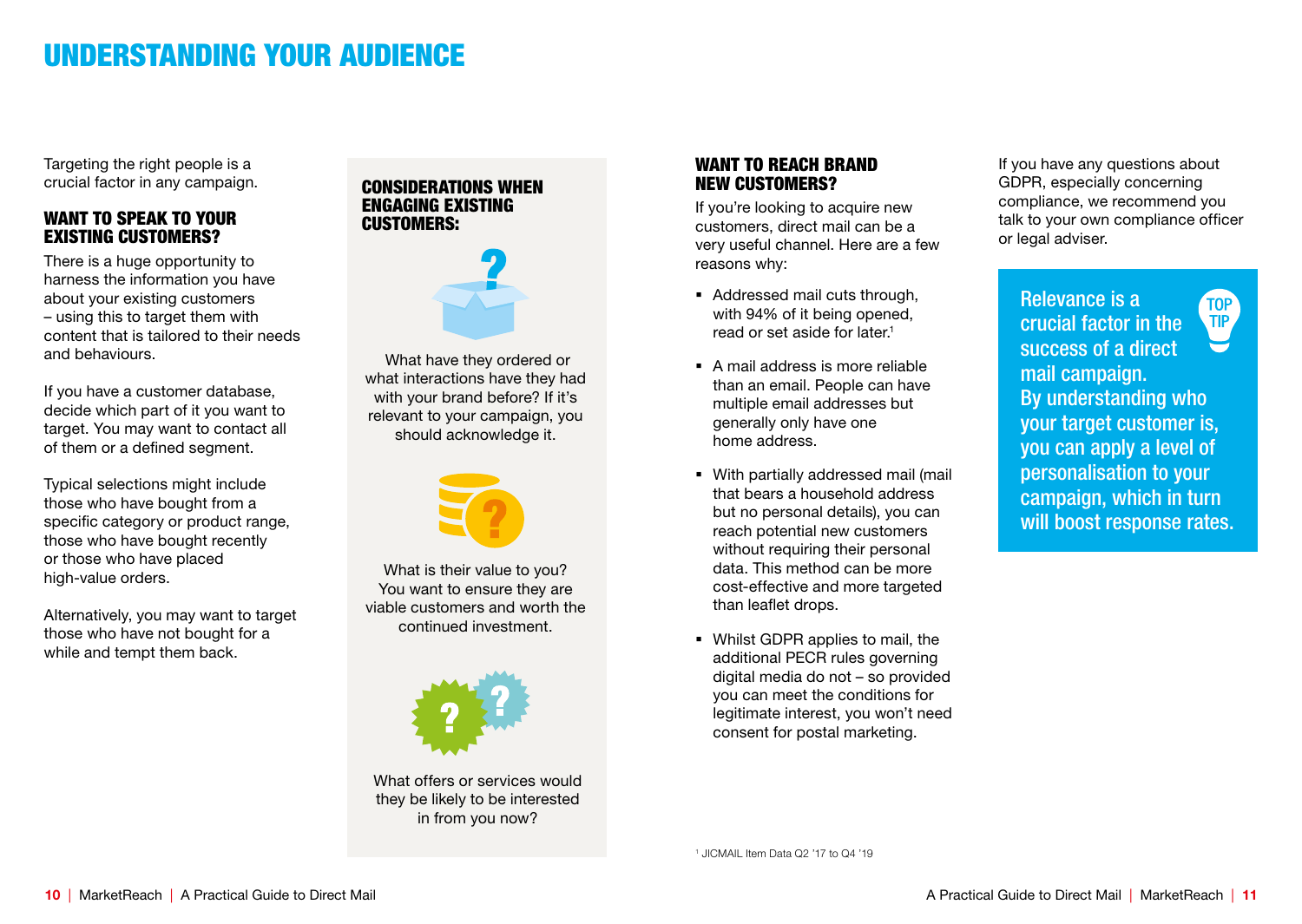# UNDERSTANDING YOUR AUDIENCE

Targeting the right people is a crucial factor in any campaign.

## WANT TO SPEAK TO YOUR EXISTING CUSTOMERS?

There is a huge opportunity to harness the information you have about your existing customers – using this to target them with content that is tailored to their needs and behaviours.

If you have a customer database, decide which part of it you want to target. You may want to contact all of them or a defined segment.

Typical selections might include those who have bought from a specific category or product range, those who have bought recently or those who have placed high-value orders.

Alternatively, you may want to target those who have not bought for a while and tempt them back.

## CONSIDERATIONS WHEN ENGAGING EXISTING CUSTOMERS:

What have they ordered or what interactions have they had with your brand before? If it's relevant to your campaign, you should acknowledge it.

What is their value to you? You want to ensure they are viable customers and worth the continued investment.

What offers or services would they be likely to be interested in from you now?

## WANT TO REACH BRAND NEW CUSTOMERS?

If you're looking to acquire new customers, direct mail can be a very useful channel. Here are a few reasons why:

- Addressed mail cuts through, with 94% of it being opened, read or set aside for later.[1]
- A mail address is more reliable than an email. People can have multiple email addresses but generally only have one home address.
- With partially addressed mail (mail that bears a household address but no personal details), you can reach potential new customers without requiring their personal data. This method can be more cost-effective and more targeted than leaflet drops.
- Whilst GDPR applies to mail, the additional PECR rules governing digital media do not – so provided you can meet the conditions for legitimate interest, you won't need consent for postal marketing.

If you have any questions about GDPR, especially concerning compliance, we recommend you talk to your own compliance officer or legal adviser.

**TOP TIP**

**Relevance is a crucial factor in the success of a direct mail campaign. By understanding who your target customer is, you can apply a level of personalisation to your campaign, which in turn will boost response rates.**

[1] JICMAIL Item Data Q2 '17 to Q4 '19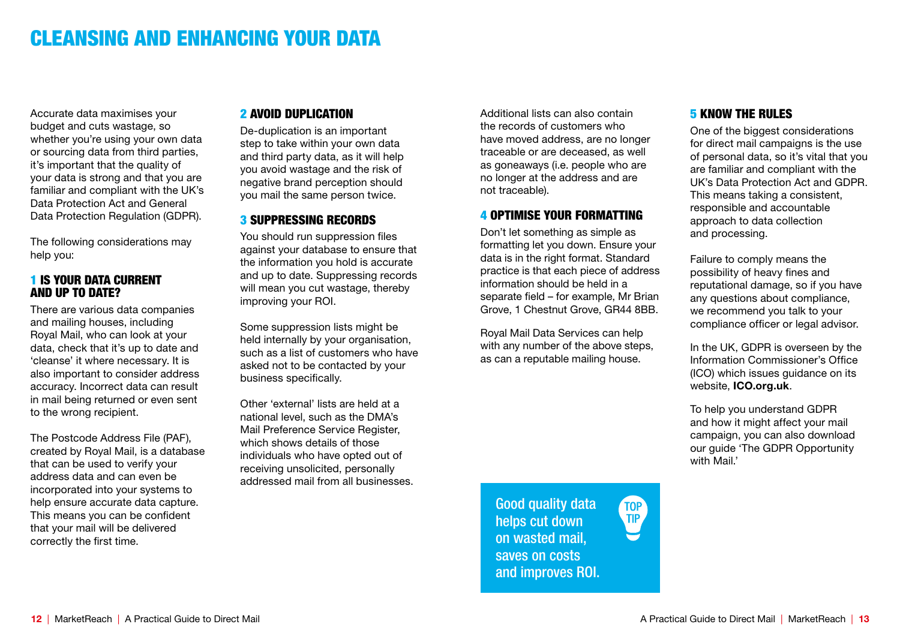# CLEANSING AND ENHANCING YOUR DATA

Accurate data maximises your budget and cuts wastage, so whether you're using your own data or sourcing data from third parties, it's important that the quality of your data is strong and that you are familiar and compliant with the UK's Data Protection Act and General Data Protection Regulation (GDPR).

The following considerations may help you:

## 1 IS YOUR DATA CURRENT AND UP TO DATE?

There are various data companies and mailing houses, including Royal Mail, who can look at your data, check that it's up to date and 'cleanse' it where necessary. It is also important to consider address accuracy. Incorrect data can result in mail being returned or even sent to the wrong recipient.

The Postcode Address File (PAF), created by Royal Mail, is a database that can be used to verify your address data and can even be incorporated into your systems to help ensure accurate data capture. This means you can be confident that your mail will be delivered correctly the first time.

## 2 AVOID DUPLICATION

De-duplication is an important step to take within your own data and third party data, as it will help you avoid wastage and the risk of negative brand perception should you mail the same person twice.

## 3 SUPPRESSING RECORDS

You should run suppression files against your database to ensure that the information you hold is accurate and up to date. Suppressing records will mean you cut wastage, thereby improving your ROI.

Some suppression lists might be held internally by your organisation, such as a list of customers who have asked not to be contacted by your business specifically.

Other 'external' lists are held at a national level, such as the DMA's Mail Preference Service Register, which shows details of those individuals who have opted out of receiving unsolicited, personally addressed mail from all businesses.

Additional lists can also contain the records of customers who have moved address, are no longer traceable or are deceased, as well as goneaways (i.e. people who are no longer at the address and are not traceable).

## 4 OPTIMISE YOUR FORMATTING

Don't let something as simple as formatting let you down. Ensure your data is in the right format. Standard practice is that each piece of address information should be held in a separate field – for example, Mr Brian Grove, 1 Chestnut Grove, GR44 8BB.

Royal Mail Data Services can help with any number of the above steps, as can a reputable mailing house.

**TOP TIP**

Good quality data helps cut down on wasted mail, saves on costs and improves ROI.

## 5 KNOW THE RULES

One of the biggest considerations for direct mail campaigns is the use of personal data, so it's vital that you are familiar and compliant with the UK's Data Protection Act and GDPR. This means taking a consistent, responsible and accountable approach to data collection and processing.

Failure to comply means the possibility of heavy fines and reputational damage, so if you have any questions about compliance, we recommend you talk to your compliance officer or legal advisor.

In the UK, GDPR is overseen by the Information Commissioner's Office (ICO) which issues guidance on its website, **ICO.org.uk**.

To help you understand GDPR and how it might affect your mail campaign, you can also download our guide 'The GDPR Opportunity with Mail.'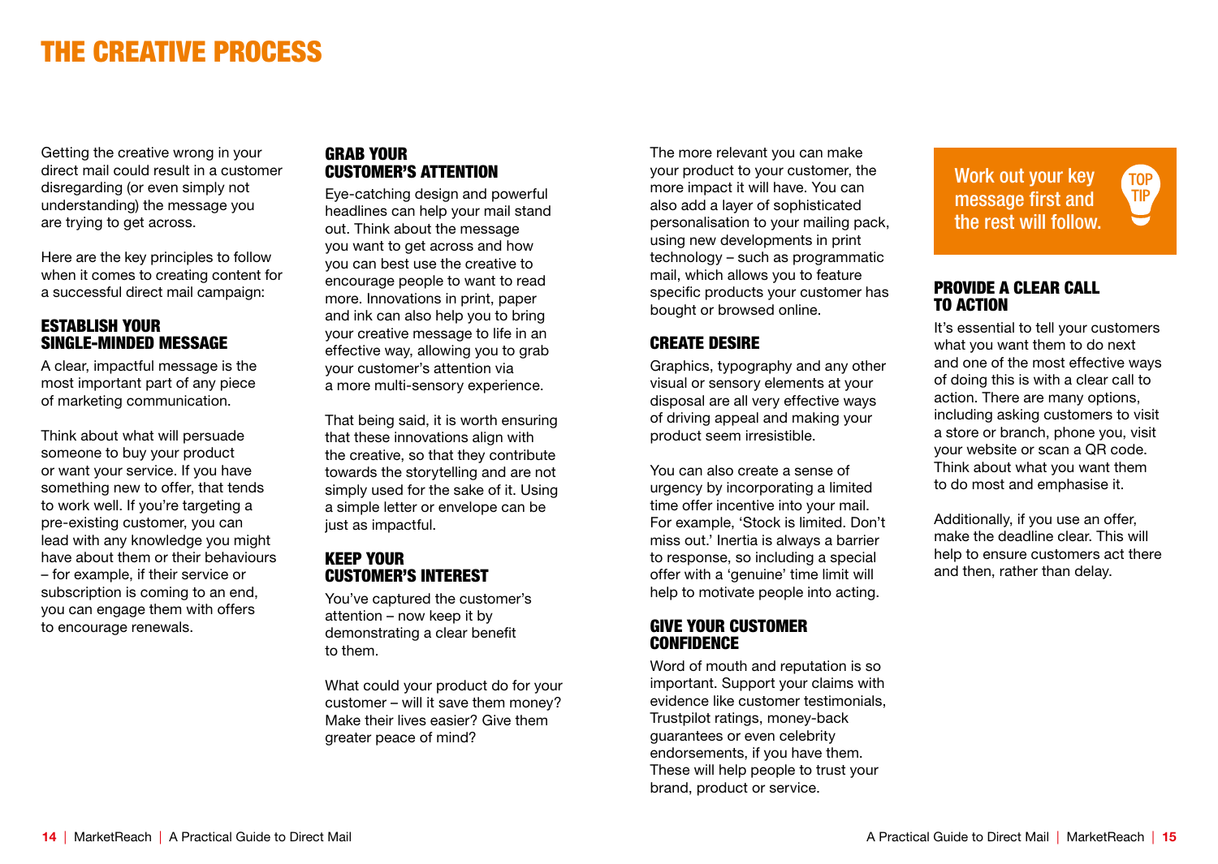# THE CREATIVE PROCESS

Getting the creative wrong in your direct mail could result in a customer disregarding (or even simply not understanding) the message you are trying to get across.

Here are the key principles to follow when it comes to creating content for a successful direct mail campaign:

## ESTABLISH YOUR SINGLE-MINDED MESSAGE

A clear, impactful message is the most important part of any piece of marketing communication.

Think about what will persuade someone to buy your product or want your service. If you have something new to offer, that tends to work well. If you're targeting a pre-existing customer, you can lead with any knowledge you might have about them or their behaviours – for example, if their service or subscription is coming to an end, you can engage them with offers to encourage renewals.

## GRAB YOUR CUSTOMER'S ATTENTION

Eye-catching design and powerful headlines can help your mail stand out. Think about the message you want to get across and how you can best use the creative to encourage people to want to read more. Innovations in print, paper and ink can also help you to bring your creative message to life in an effective way, allowing you to grab your customer's attention via a more multi-sensory experience.

That being said, it is worth ensuring that these innovations align with the creative, so that they contribute towards the storytelling and are not simply used for the sake of it. Using a simple letter or envelope can be just as impactful.

## KEEP YOUR CUSTOMER'S INTEREST

You've captured the customer's attention – now keep it by demonstrating a clear benefit to them.

What could your product do for your customer – will it save them money? Make their lives easier? Give them greater peace of mind?

The more relevant you can make your product to your customer, the more impact it will have. You can also add a layer of sophisticated personalisation to your mailing pack, using new developments in print technology – such as programmatic mail, which allows you to feature specific products your customer has bought or browsed online.

## CREATE DESIRE

Graphics, typography and any other visual or sensory elements at your disposal are all very effective ways of driving appeal and making your product seem irresistible.

You can also create a sense of urgency by incorporating a limited time offer incentive into your mail. For example, 'Stock is limited. Don't miss out.' Inertia is always a barrier to response, so including a special offer with a 'genuine' time limit will help to motivate people into acting.

## GIVE YOUR CUSTOMER CONFIDENCE

Word of mouth and reputation is so important. Support your claims with evidence like customer testimonials, Trustpilot ratings, money-back guarantees or even celebrity endorsements, if you have them. These will help people to trust your brand, product or service.

> **TOP TIP**
> Work out your key message first and the rest will follow.

## PROVIDE A CLEAR CALL TO ACTION

It's essential to tell your customers what you want them to do next and one of the most effective ways of doing this is with a clear call to action. There are many options, including asking customers to visit a store or branch, phone you, visit your website or scan a QR code. Think about what you want them to do most and emphasise it.

Additionally, if you use an offer, make the deadline clear. This will help to ensure customers act there and then, rather than delay.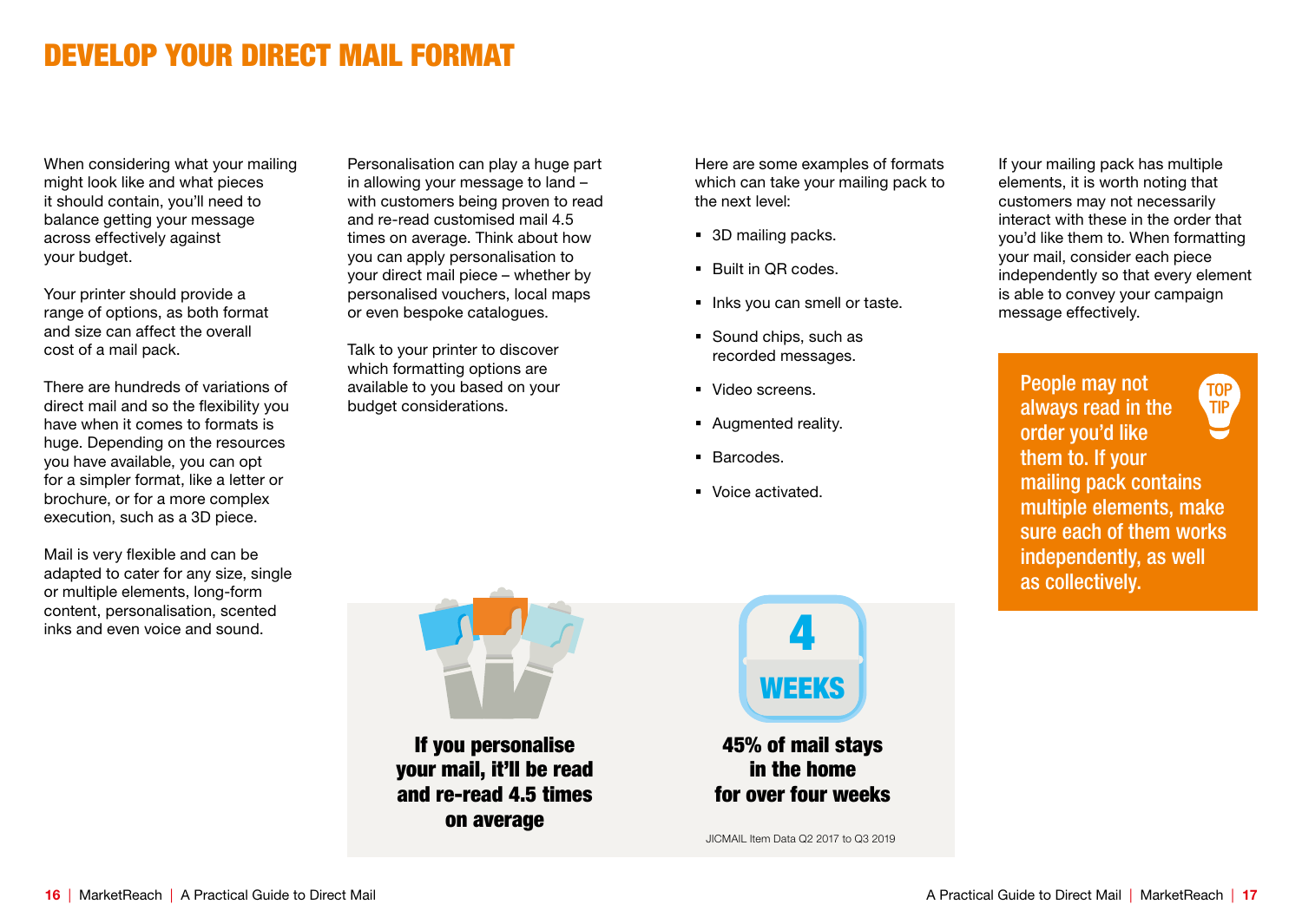# DEVELOP YOUR DIRECT MAIL FORMAT

When considering what your mailing might look like and what pieces it should contain, you'll need to balance getting your message across effectively against your budget.

Your printer should provide a range of options, as both format and size can affect the overall cost of a mail pack.

There are hundreds of variations of direct mail and so the flexibility you have when it comes to formats is huge. Depending on the resources you have available, you can opt for a simpler format, like a letter or brochure, or for a more complex execution, such as a 3D piece.

Mail is very flexible and can be adapted to cater for any size, single or multiple elements, long-form content, personalisation, scented inks and even voice and sound.

Personalisation can play a huge part in allowing your message to land – with customers being proven to read and re-read customised mail 4.5 times on average. Think about how you can apply personalisation to your direct mail piece – whether by personalised vouchers, local maps or even bespoke catalogues.

Talk to your printer to discover which formatting options are available to you based on your budget considerations.

Here are some examples of formats which can take your mailing pack to the next level:

- 3D mailing packs.
- Built in QR codes.
- Inks you can smell or taste.
- Sound chips, such as recorded messages.
- Video screens.
- Augmented reality.
- Barcodes.
- Voice activated.

If your mailing pack has multiple elements, it is worth noting that customers may not necessarily interact with these in the order that you'd like them to. When formatting your mail, consider each piece independently so that every element is able to convey your campaign message effectively.

**TOP TIP**

People may not always read in the order you'd like them to. If your mailing pack contains multiple elements, make sure each of them works independently, as well as collectively.

**If you personalise your mail, it'll be read and re-read 4.5 times on average**

**4 WEEKS**

**45% of mail stays in the home for over four weeks**

JICMAIL Item Data Q2 2017 to Q3 2019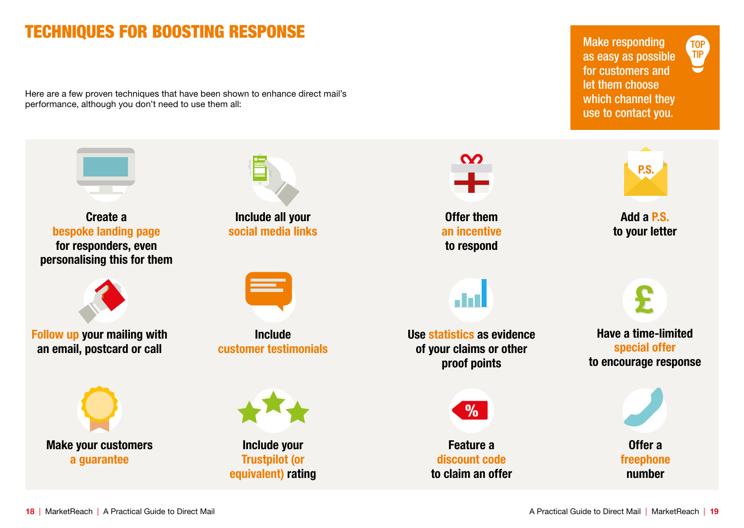# TECHNIQUES FOR BOOSTING RESPONSE

Here are a few proven techniques that have been shown to enhance direct mail's performance, although you don't need to use them all:

> **TOP TIP**
> Make responding as easy as possible for customers and let them choose which channel they use to contact you.

- Create a **bespoke landing page** for responders, even personalising this for them
- Include all your **social media links**
- Offer them **an incentive** to respond
- Add a **P.S.** to your letter
- **Follow up** your mailing with an email, postcard or call
- Include **customer testimonials**
- Use **statistics** as evidence of your claims or other proof points
- Have a time-limited **special offer** to encourage response
- Make your customers **a guarantee**
- Include your **Trustpilot (or equivalent)** rating
- Feature a **discount code** to claim an offer
- Offer a **freephone** number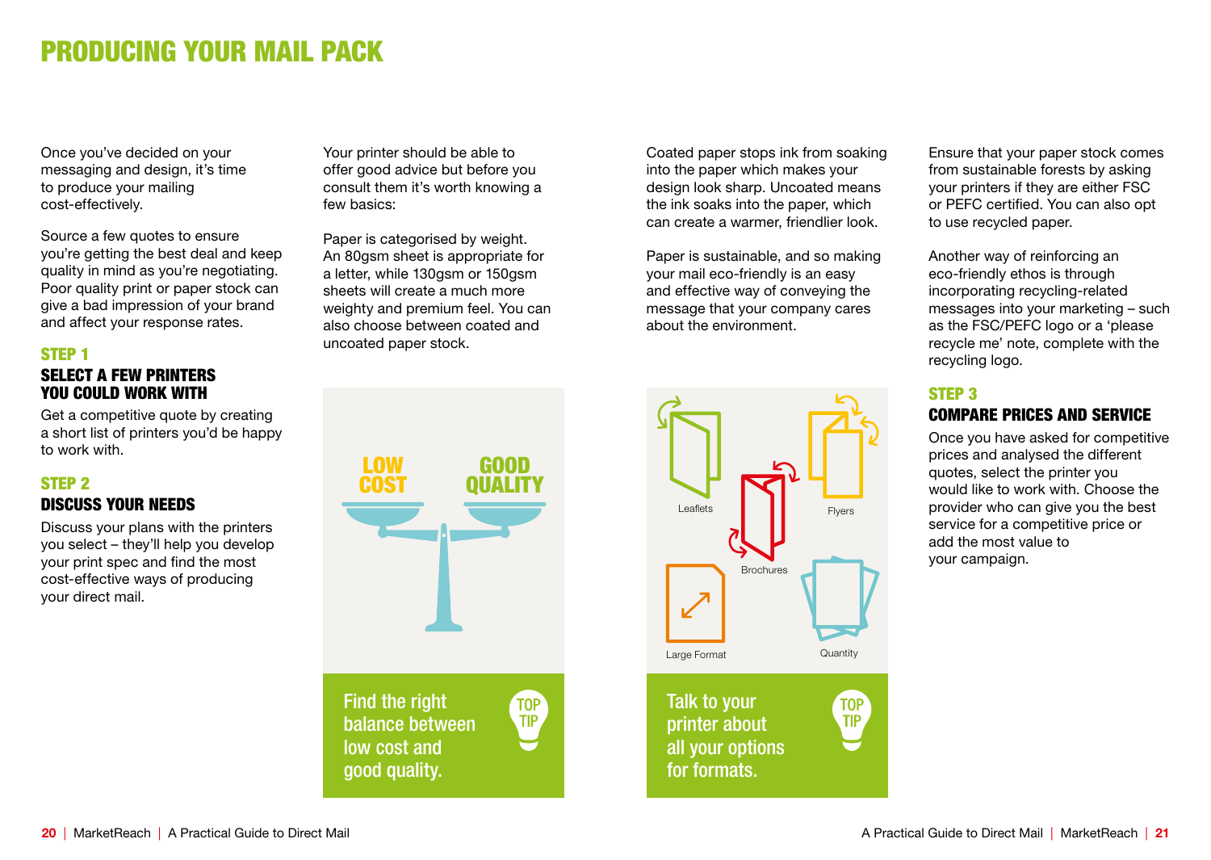# PRODUCING YOUR MAIL PACK

Once you've decided on your messaging and design, it's time to produce your mailing cost-effectively.

Source a few quotes to ensure you're getting the best deal and keep quality in mind as you're negotiating. Poor quality print or paper stock can give a bad impression of your brand and affect your response rates.

## STEP 1

### SELECT A FEW PRINTERS YOU COULD WORK WITH

Get a competitive quote by creating a short list of printers you'd be happy to work with.

## STEP 2

### DISCUSS YOUR NEEDS

Discuss your plans with the printers you select – they'll help you develop your print spec and find the most cost-effective ways of producing your direct mail.

Your printer should be able to offer good advice but before you consult them it's worth knowing a few basics:

Paper is categorised by weight. An 80gsm sheet is appropriate for a letter, while 130gsm or 150gsm sheets will create a much more weighty and premium feel. You can also choose between coated and uncoated paper stock.

LOW COST — GOOD QUALITY

**TOP TIP:** Find the right balance between low cost and good quality.

Coated paper stops ink from soaking into the paper which makes your design look sharp. Uncoated means the ink soaks into the paper, which can create a warmer, friendlier look.

Paper is sustainable, and so making your mail eco-friendly is an easy and effective way of conveying the message that your company cares about the environment.

Leaflets, Flyers, Brochures, Large Format, Quantity

**TOP TIP:** Talk to your printer about all your options for formats.

Ensure that your paper stock comes from sustainable forests by asking your printers if they are either FSC or PEFC certified. You can also opt to use recycled paper.

Another way of reinforcing an eco-friendly ethos is through incorporating recycling-related messages into your marketing – such as the FSC/PEFC logo or a 'please recycle me' note, complete with the recycling logo.

## STEP 3

### COMPARE PRICES AND SERVICE

Once you have asked for competitive prices and analysed the different quotes, select the printer you would like to work with. Choose the provider who can give you the best service for a competitive price or add the most value to your campaign.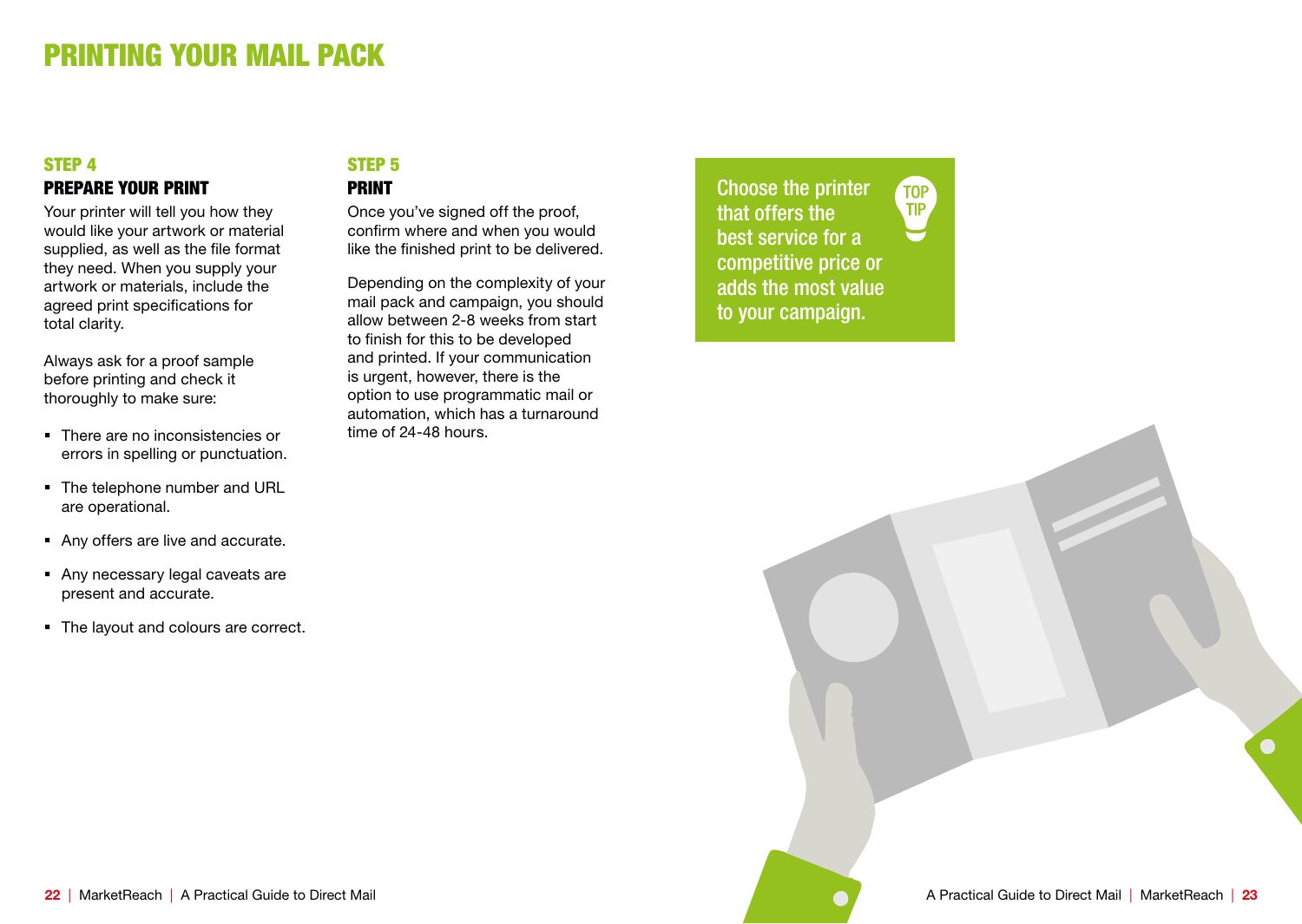# PRINTING YOUR MAIL PACK

## STEP 4

### PREPARE YOUR PRINT

Your printer will tell you how they would like your artwork or material supplied, as well as the file format they need. When you supply your artwork or materials, include the agreed print specifications for total clarity.

Always ask for a proof sample before printing and check it thoroughly to make sure:

- There are no inconsistencies or errors in spelling or punctuation.
- The telephone number and URL are operational.
- Any offers are live and accurate.
- Any necessary legal caveats are present and accurate.
- The layout and colours are correct.

## STEP 5

### PRINT

Once you've signed off the proof, confirm where and when you would like the finished print to be delivered.

Depending on the complexity of your mail pack and campaign, you should allow between 2-8 weeks from start to finish for this to be developed and printed. If your communication is urgent, however, there is the option to use programmatic mail or automation, which has a turnaround time of 24-48 hours.

**TOP TIP**

Choose the printer that offers the best service for a competitive price or adds the most value to your campaign.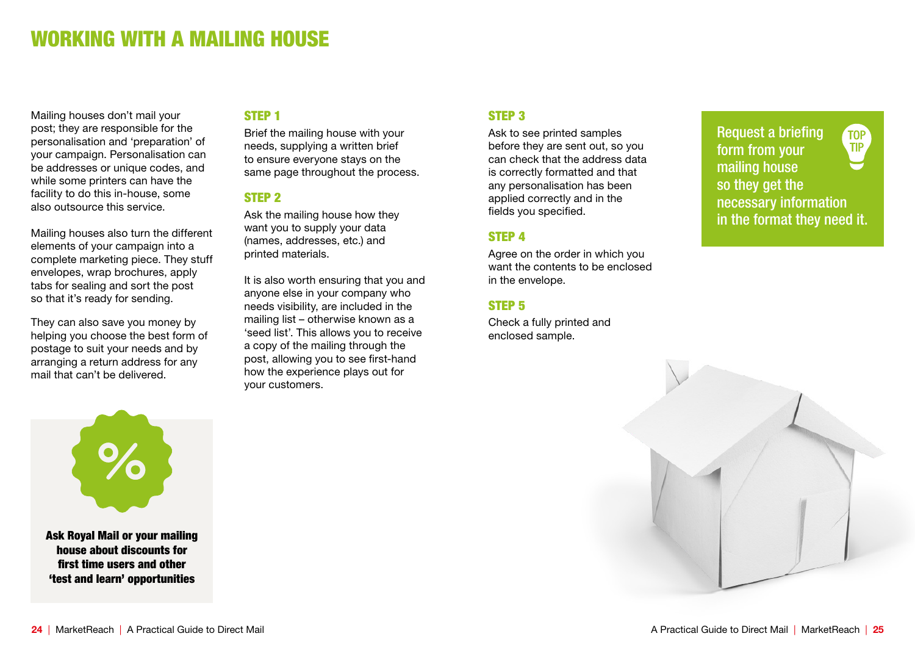# WORKING WITH A MAILING HOUSE

Mailing houses don't mail your post; they are responsible for the personalisation and 'preparation' of your campaign. Personalisation can be addresses or unique codes, and while some printers can have the facility to do this in-house, some also outsource this service.

Mailing houses also turn the different elements of your campaign into a complete marketing piece. They stuff envelopes, wrap brochures, apply tabs for sealing and sort the post so that it's ready for sending.

They can also save you money by helping you choose the best form of postage to suit your needs and by arranging a return address for any mail that can't be delivered.

**Ask Royal Mail or your mailing house about discounts for first time users and other 'test and learn' opportunities**

### STEP 1

Brief the mailing house with your needs, supplying a written brief to ensure everyone stays on the same page throughout the process.

### STEP 2

Ask the mailing house how they want you to supply your data (names, addresses, etc.) and printed materials.

It is also worth ensuring that you and anyone else in your company who needs visibility, are included in the mailing list – otherwise known as a 'seed list'. This allows you to receive a copy of the mailing through the post, allowing you to see first-hand how the experience plays out for your customers.

### STEP 3

Ask to see printed samples before they are sent out, so you can check that the address data is correctly formatted and that any personalisation has been applied correctly and in the fields you specified.

### STEP 4

Agree on the order in which you want the contents to be enclosed in the envelope.

### STEP 5

Check a fully printed and enclosed sample.

**TOP TIP**

Request a briefing form from your mailing house so they get the necessary information in the format they need it.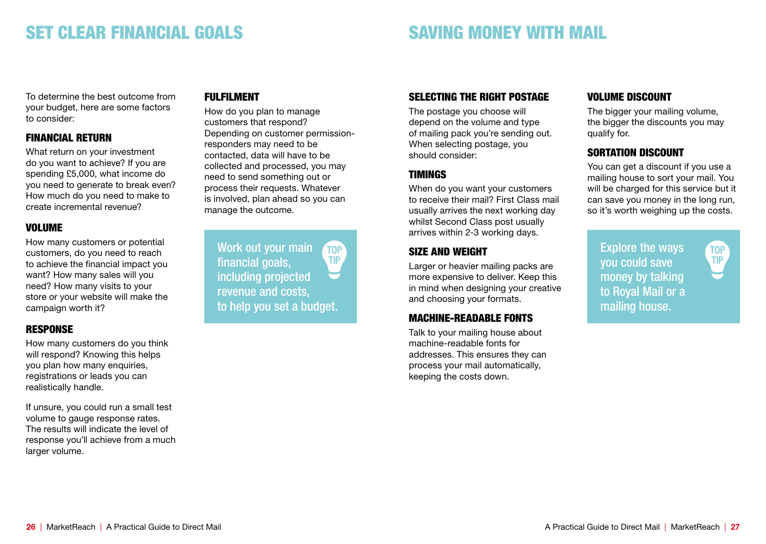# SET CLEAR FINANCIAL GOALS

To determine the best outcome from your budget, here are some factors to consider:

### FINANCIAL RETURN

What return on your investment do you want to achieve? If you are spending £5,000, what income do you need to generate to break even? How much do you need to make to create incremental revenue?

### VOLUME

How many customers or potential customers, do you need to reach to achieve the financial impact you want? How many sales will you need? How many visits to your store or your website will make the campaign worth it?

### RESPONSE

How many customers do you think will respond? Knowing this helps you plan how many enquiries, registrations or leads you can realistically handle.

If unsure, you could run a small test volume to gauge response rates. The results will indicate the level of response you'll achieve from a much larger volume.

### FULFILMENT

How do you plan to manage customers that respond? Depending on customer permission-responders may need to be contacted, data will have to be collected and processed, you may need to send something out or process their requests. Whatever is involved, plan ahead so you can manage the outcome.

> **TOP TIP**
> Work out your main financial goals, including projected revenue and costs, to help you set a budget.

# SAVING MONEY WITH MAIL

### SELECTING THE RIGHT POSTAGE

The postage you choose will depend on the volume and type of mailing pack you're sending out. When selecting postage, you should consider:

### TIMINGS

When do you want your customers to receive their mail? First Class mail usually arrives the next working day whilst Second Class post usually arrives within 2-3 working days.

### SIZE AND WEIGHT

Larger or heavier mailing packs are more expensive to deliver. Keep this in mind when designing your creative and choosing your formats.

### MACHINE-READABLE FONTS

Talk to your mailing house about machine-readable fonts for addresses. This ensures they can process your mail automatically, keeping the costs down.

### VOLUME DISCOUNT

The bigger your mailing volume, the bigger the discounts you may qualify for.

### SORTATION DISCOUNT

You can get a discount if you use a mailing house to sort your mail. You will be charged for this service but it can save you money in the long run, so it's worth weighing up the costs.

> **TOP TIP**
> Explore the ways you could save money by talking to Royal Mail or a mailing house.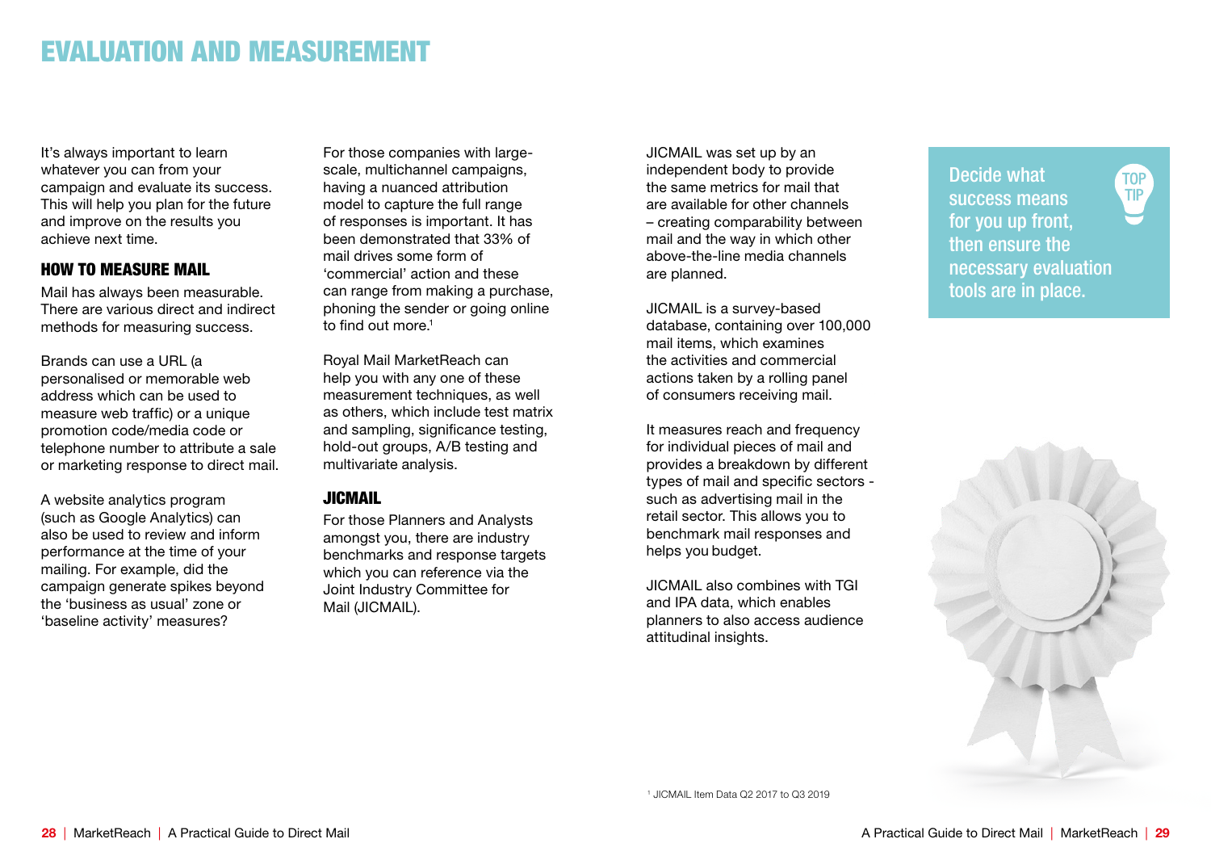# EVALUATION AND MEASUREMENT

It's always important to learn whatever you can from your campaign and evaluate its success. This will help you plan for the future and improve on the results you achieve next time.

## HOW TO MEASURE MAIL

Mail has always been measurable. There are various direct and indirect methods for measuring success.

Brands can use a URL (a personalised or memorable web address which can be used to measure web traffic) or a unique promotion code/media code or telephone number to attribute a sale or marketing response to direct mail.

A website analytics program (such as Google Analytics) can also be used to review and inform performance at the time of your mailing. For example, did the campaign generate spikes beyond the 'business as usual' zone or 'baseline activity' measures?

For those companies with large-scale, multichannel campaigns, having a nuanced attribution model to capture the full range of responses is important. It has been demonstrated that 33% of mail drives some form of 'commercial' action and these can range from making a purchase, phoning the sender or going online to find out more.[1]

Royal Mail MarketReach can help you with any one of these measurement techniques, as well as others, which include test matrix and sampling, significance testing, hold-out groups, A/B testing and multivariate analysis.

## JICMAIL

For those Planners and Analysts amongst you, there are industry benchmarks and response targets which you can reference via the Joint Industry Committee for Mail (JICMAIL).

JICMAIL was set up by an independent body to provide the same metrics for mail that are available for other channels – creating comparability between mail and the way in which other above-the-line media channels are planned.

JICMAIL is a survey-based database, containing over 100,000 mail items, which examines the activities and commercial actions taken by a rolling panel of consumers receiving mail.

It measures reach and frequency for individual pieces of mail and provides a breakdown by different types of mail and specific sectors - such as advertising mail in the retail sector. This allows you to benchmark mail responses and helps you budget.

JICMAIL also combines with TGI and IPA data, which enables planners to also access audience attitudinal insights.

[1] JICMAIL Item Data Q2 2017 to Q3 2019

**TOP TIP**

Decide what success means for you up front, then ensure the necessary evaluation tools are in place.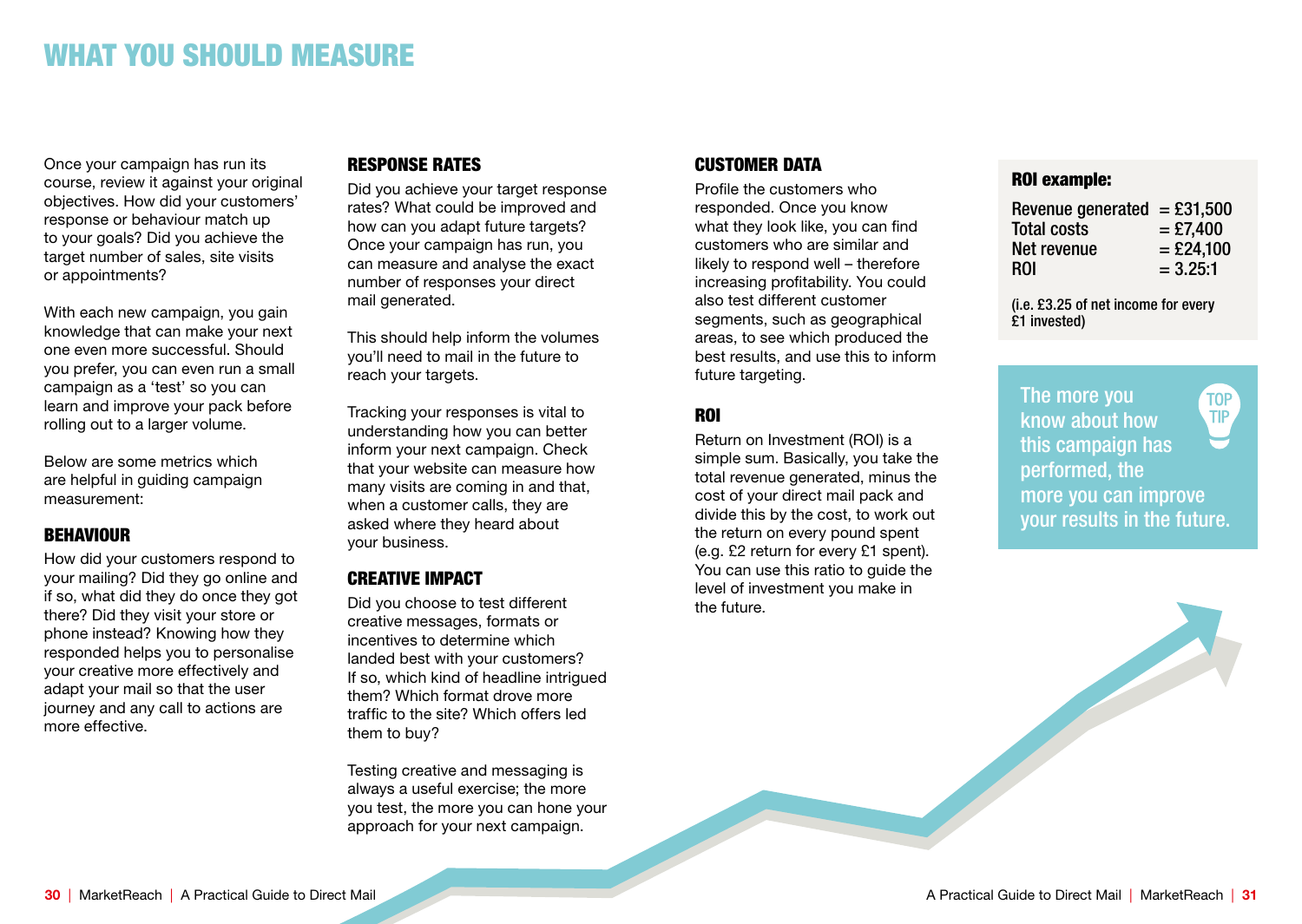# WHAT YOU SHOULD MEASURE

Once your campaign has run its course, review it against your original objectives. How did your customers' response or behaviour match up to your goals? Did you achieve the target number of sales, site visits or appointments?

With each new campaign, you gain knowledge that can make your next one even more successful. Should you prefer, you can even run a small campaign as a 'test' so you can learn and improve your pack before rolling out to a larger volume.

Below are some metrics which are helpful in guiding campaign measurement:

## BEHAVIOUR

How did your customers respond to your mailing? Did they go online and if so, what did they do once they got there? Did they visit your store or phone instead? Knowing how they responded helps you to personalise your creative more effectively and adapt your mail so that the user journey and any call to actions are more effective.

## RESPONSE RATES

Did you achieve your target response rates? What could be improved and how can you adapt future targets? Once your campaign has run, you can measure and analyse the exact number of responses your direct mail generated.

This should help inform the volumes you'll need to mail in the future to reach your targets.

Tracking your responses is vital to understanding how you can better inform your next campaign. Check that your website can measure how many visits are coming in and that, when a customer calls, they are asked where they heard about your business.

## CREATIVE IMPACT

Did you choose to test different creative messages, formats or incentives to determine which landed best with your customers? If so, which kind of headline intrigued them? Which format drove more traffic to the site? Which offers led them to buy?

Testing creative and messaging is always a useful exercise; the more you test, the more you can hone your approach for your next campaign.

## CUSTOMER DATA

Profile the customers who responded. Once you know what they look like, you can find customers who are similar and likely to respond well – therefore increasing profitability. You could also test different customer segments, such as geographical areas, to see which produced the best results, and use this to inform future targeting.

## ROI

Return on Investment (ROI) is a simple sum. Basically, you take the total revenue generated, minus the cost of your direct mail pack and divide this by the cost, to work out the return on every pound spent (e.g. £2 return for every £1 spent). You can use this ratio to guide the level of investment you make in the future.

**ROI example:**

| | |
|---|---|
| Revenue generated | = £31,500 |
| Total costs | = £7,400 |
| Net revenue | = £24,100 |
| ROI | = 3.25:1 |

(i.e. £3.25 of net income for every £1 invested)

**TOP TIP:** The more you know about how this campaign has performed, the more you can improve your results in the future.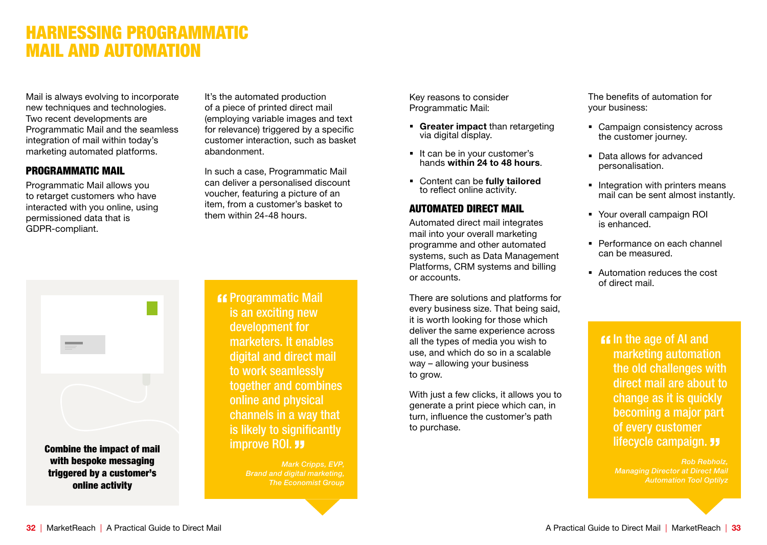# HARNESSING PROGRAMMATIC MAIL AND AUTOMATION

Mail is always evolving to incorporate new techniques and technologies. Two recent developments are Programmatic Mail and the seamless integration of mail within today's marketing automated platforms.

## PROGRAMMATIC MAIL

Programmatic Mail allows you to retarget customers who have interacted with you online, using permissioned data that is GDPR-compliant.

It's the automated production of a piece of printed direct mail (employing variable images and text for relevance) triggered by a specific customer interaction, such as basket abandonment.

In such a case, Programmatic Mail can deliver a personalised discount voucher, featuring a picture of an item, from a customer's basket to them within 24-48 hours.

**Combine the impact of mail with bespoke messaging triggered by a customer's online activity**

> "Programmatic Mail is an exciting new development for marketers. It enables digital and direct mail to work seamlessly together and combines online and physical channels in a way that is likely to significantly improve ROI."
>
> *Mark Cripps, EVP, Brand and digital marketing, The Economist Group*

Key reasons to consider Programmatic Mail:

- **Greater impact** than retargeting via digital display.
- It can be in your customer's hands **within 24 to 48 hours**.
- Content can be **fully tailored** to reflect online activity.

## AUTOMATED DIRECT MAIL

Automated direct mail integrates mail into your overall marketing programme and other automated systems, such as Data Management Platforms, CRM systems and billing or accounts.

There are solutions and platforms for every business size. That being said, it is worth looking for those which deliver the same experience across all the types of media you wish to use, and which do so in a scalable way – allowing your business to grow.

With just a few clicks, it allows you to generate a print piece which can, in turn, influence the customer's path to purchase.

The benefits of automation for your business:

- Campaign consistency across the customer journey.
- Data allows for advanced personalisation.
- Integration with printers means mail can be sent almost instantly.
- Your overall campaign ROI is enhanced.
- Performance on each channel can be measured.
- Automation reduces the cost of direct mail.

> "In the age of AI and marketing automation the old challenges with direct mail are about to change as it is quickly becoming a major part of every customer lifecycle campaign."
>
> *Rob Rebholz, Managing Director at Direct Mail Automation Tool Optilyz*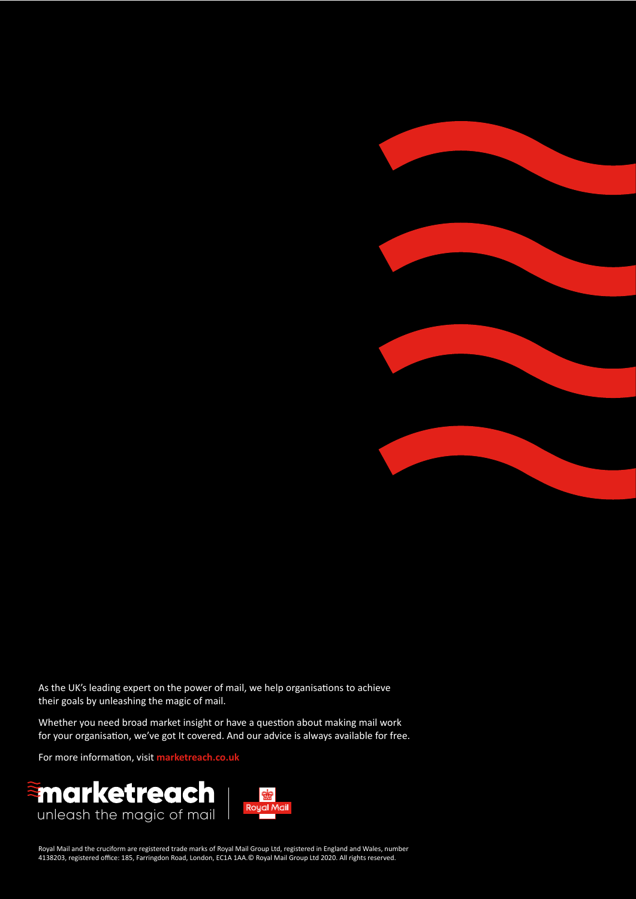As the UK's leading expert on the power of mail, we help organisations to achieve their goals by unleashing the magic of mail.

Whether you need broad market insight or have a question about making mail work for your organisation, we've got It covered. And our advice is always available for free.

For more information, visit **marketreach.co.uk**

**marketreach**
unleash the magic of mail

Royal Mail

Royal Mail and the cruciform are registered trade marks of Royal Mail Group Ltd, registered in England and Wales, number 4138203, registered office: 185, Farringdon Road, London, EC1A 1AA.© Royal Mail Group Ltd 2020. All rights reserved.